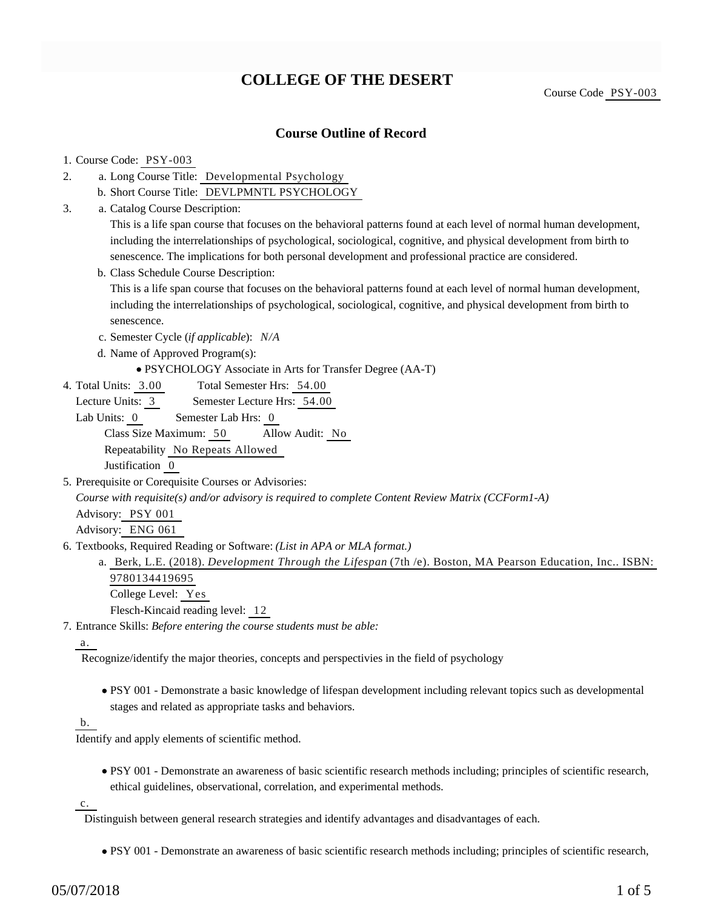# COLLEGE OF THE DESERT

Course Code PSY-003

## Course Outline of Record

1. Course Code: PSY-003
2. a. Long Course Title: Developmental Psychology
   b. Short Course Title: DEVLPMNTL PSYCHOLOGY
3. a. Catalog Course Description:
   This is a life span course that focuses on the behavioral patterns found at each level of normal human development, including the interrelationships of psychological, sociological, cognitive, and physical development from birth to senescence. The implications for both personal development and professional practice are considered.
   b. Class Schedule Course Description:
   This is a life span course that focuses on the behavioral patterns found at each level of normal human development, including the interrelationships of psychological, sociological, cognitive, and physical development from birth to senescence.
   c. Semester Cycle (*if applicable*): *N/A*
   d. Name of Approved Program(s):
      - PSYCHOLOGY Associate in Arts for Transfer Degree (AA-T)
4. Total Units: 3.00 Total Semester Hrs: 54.00
   Lecture Units: 3 Semester Lecture Hrs: 54.00
   Lab Units: 0 Semester Lab Hrs: 0
   Class Size Maximum: 50 Allow Audit: No
   Repeatability No Repeats Allowed
   Justification 0
5. Prerequisite or Corequisite Courses or Advisories:
   *Course with requisite(s) and/or advisory is required to complete Content Review Matrix (CCForm1-A)*
   Advisory: PSY 001
   Advisory: ENG 061
6. Textbooks, Required Reading or Software: *(List in APA or MLA format.)*
   a. Berk, L.E. (2018). *Development Through the Lifespan* (7th /e). Boston, MA Pearson Education, Inc.. ISBN: 9780134419695
      College Level: Yes
      Flesch-Kincaid reading level: 12
7. Entrance Skills: *Before entering the course students must be able:*

   a.
   Recognize/identify the major theories, concepts and perspectivies in the field of psychology

   - PSY 001 - Demonstrate a basic knowledge of lifespan development including relevant topics such as developmental stages and related as appropriate tasks and behaviors.

   b.
   Identify and apply elements of scientific method.

   - PSY 001 - Demonstrate an awareness of basic scientific research methods including; principles of scientific research, ethical guidelines, observational, correlation, and experimental methods.

   c.
   Distinguish between general research strategies and identify advantages and disadvantages of each.

   - PSY 001 - Demonstrate an awareness of basic scientific research methods including; principles of scientific research,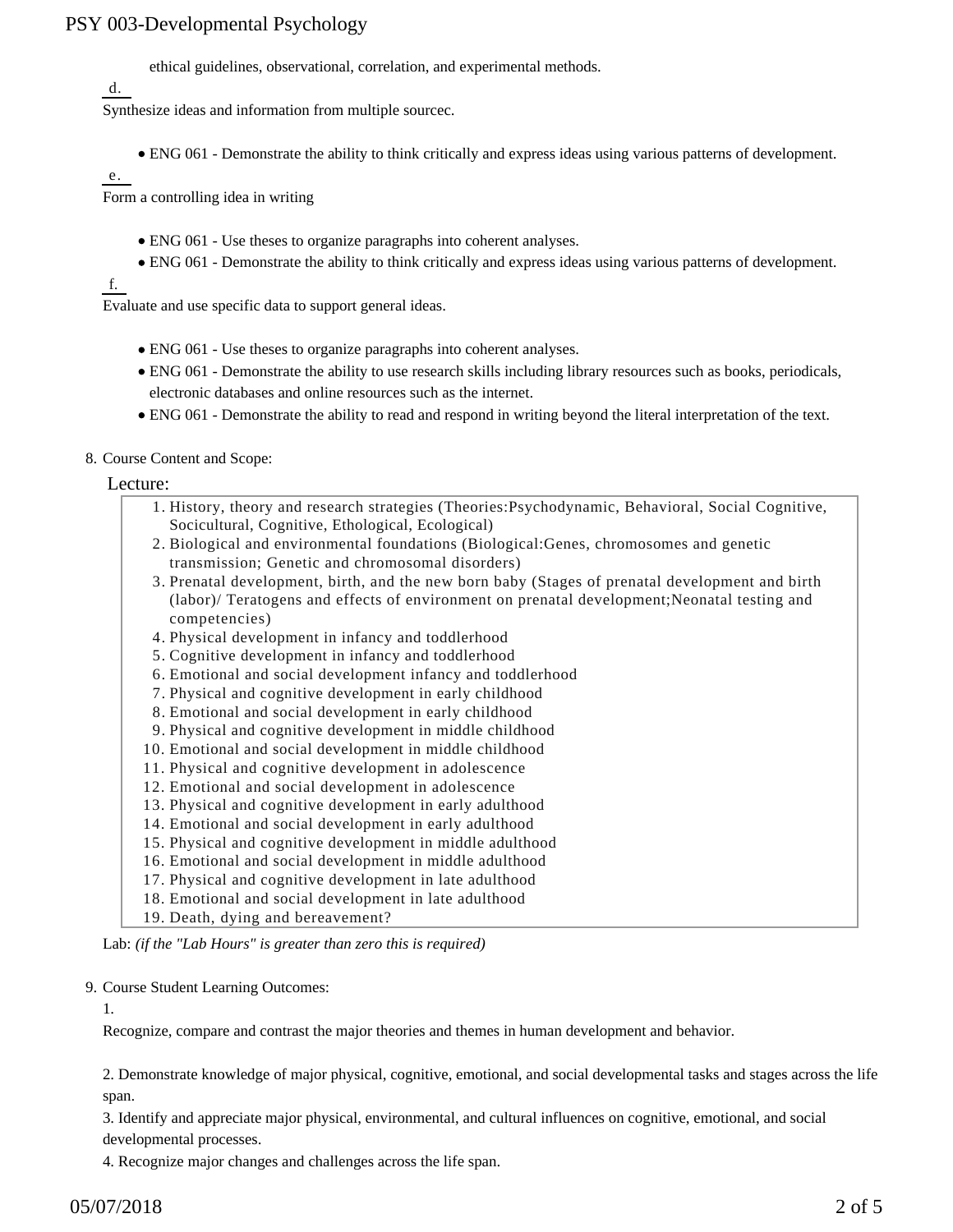ethical guidelines, observational, correlation, and experimental methods.

d.

Synthesize ideas and information from multiple sourcec.

- ENG 061 - Demonstrate the ability to think critically and express ideas using various patterns of development.

e.

Form a controlling idea in writing

- ENG 061 - Use theses to organize paragraphs into coherent analyses.
- ENG 061 - Demonstrate the ability to think critically and express ideas using various patterns of development.

f.

Evaluate and use specific data to support general ideas.

- ENG 061 - Use theses to organize paragraphs into coherent analyses.
- ENG 061 - Demonstrate the ability to use research skills including library resources such as books, periodicals, electronic databases and online resources such as the internet.
- ENG 061 - Demonstrate the ability to read and respond in writing beyond the literal interpretation of the text.

8. Course Content and Scope:

Lecture:

1. History, theory and research strategies (Theories:Psychodynamic, Behavioral, Social Cognitive, Socicultural, Cognitive, Ethological, Ecological)
2. Biological and environmental foundations (Biological:Genes, chromosomes and genetic transmission; Genetic and chromosomal disorders)
3. Prenatal development, birth, and the new born baby (Stages of prenatal development and birth (labor)/ Teratogens and effects of environment on prenatal development;Neonatal testing and competencies)
4. Physical development in infancy and toddlerhood
5. Cognitive development in infancy and toddlerhood
6. Emotional and social development infancy and toddlerhood
7. Physical and cognitive development in early childhood
8. Emotional and social development in early childhood
9. Physical and cognitive development in middle childhood
10. Emotional and social development in middle childhood
11. Physical and cognitive development in adolescence
12. Emotional and social development in adolescence
13. Physical and cognitive development in early adulthood
14. Emotional and social development in early adulthood
15. Physical and cognitive development in middle adulthood
16. Emotional and social development in middle adulthood
17. Physical and cognitive development in late adulthood
18. Emotional and social development in late adulthood
19. Death, dying and bereavement?

Lab: *(if the "Lab Hours" is greater than zero this is required)*

9. Course Student Learning Outcomes:

1.

Recognize, compare and contrast the major theories and themes in human development and behavior.

2. Demonstrate knowledge of major physical, cognitive, emotional, and social developmental tasks and stages across the life span.

3. Identify and appreciate major physical, environmental, and cultural influences on cognitive, emotional, and social developmental processes.

4. Recognize major changes and challenges across the life span.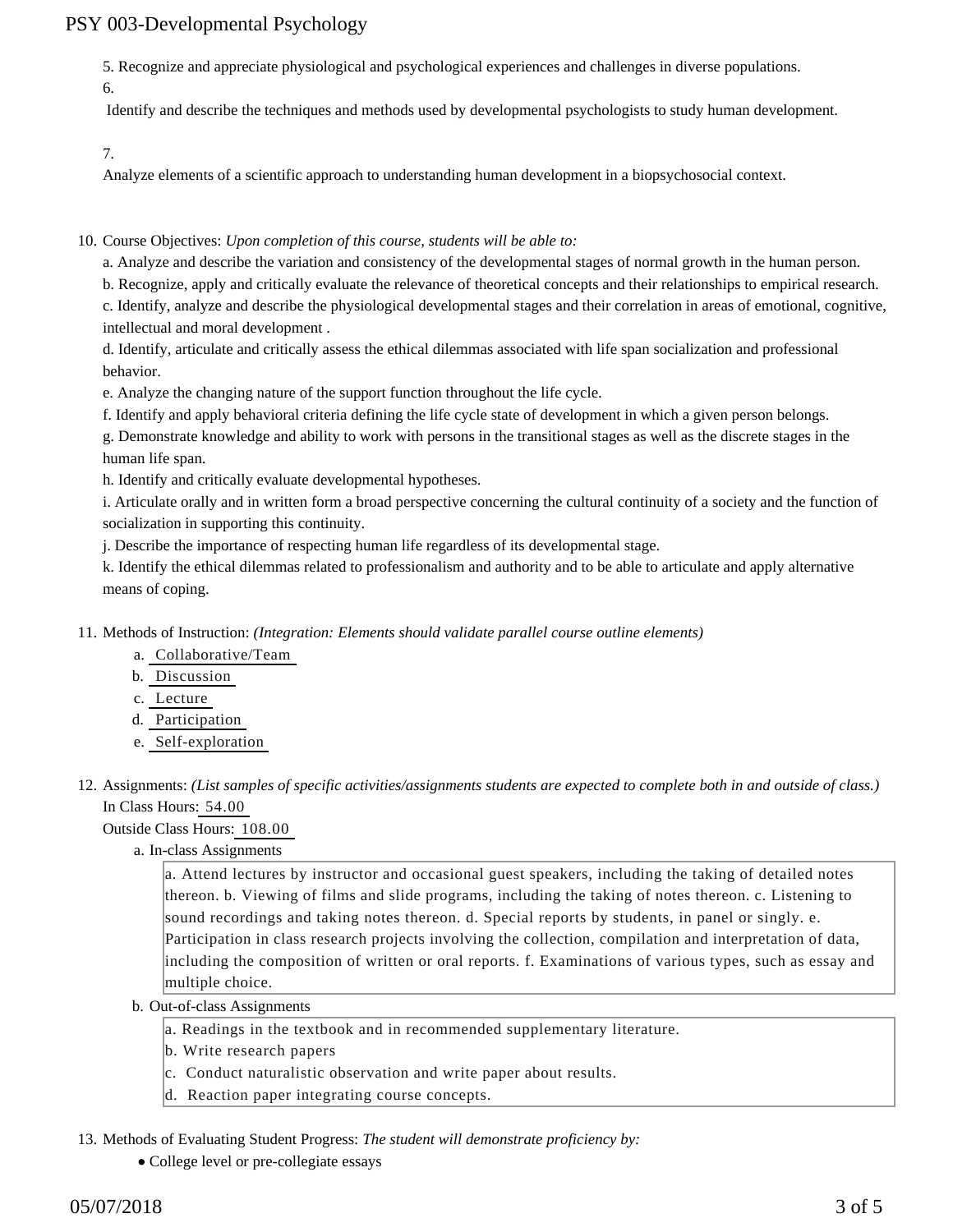5. Recognize and appreciate physiological and psychological experiences and challenges in diverse populations.

6. Identify and describe the techniques and methods used by developmental psychologists to study human development.

7. Analyze elements of a scientific approach to understanding human development in a biopsychosocial context.

10. Course Objectives: *Upon completion of this course, students will be able to:*

    a. Analyze and describe the variation and consistency of the developmental stages of normal growth in the human person.
    b. Recognize, apply and critically evaluate the relevance of theoretical concepts and their relationships to empirical research.
    c. Identify, analyze and describe the physiological developmental stages and their correlation in areas of emotional, cognitive, intellectual and moral development .
    d. Identify, articulate and critically assess the ethical dilemmas associated with life span socialization and professional behavior.
    e. Analyze the changing nature of the support function throughout the life cycle.
    f. Identify and apply behavioral criteria defining the life cycle state of development in which a given person belongs.
    g. Demonstrate knowledge and ability to work with persons in the transitional stages as well as the discrete stages in the human life span.
    h. Identify and critically evaluate developmental hypotheses.
    i. Articulate orally and in written form a broad perspective concerning the cultural continuity of a society and the function of socialization in supporting this continuity.
    j. Describe the importance of respecting human life regardless of its developmental stage.
    k. Identify the ethical dilemmas related to professionalism and authority and to be able to articulate and apply alternative means of coping.

11. Methods of Instruction: *(Integration: Elements should validate parallel course outline elements)*

    a. Collaborative/Team
    b. Discussion
    c. Lecture
    d. Participation
    e. Self-exploration

12. Assignments: *(List samples of specific activities/assignments students are expected to complete both in and outside of class.)*

    In Class Hours: 54.00

    Outside Class Hours: 108.00

    a. In-class Assignments

       a. Attend lectures by instructor and occasional guest speakers, including the taking of detailed notes thereon. b. Viewing of films and slide programs, including the taking of notes thereon. c. Listening to sound recordings and taking notes thereon. d. Special reports by students, in panel or singly. e. Participation in class research projects involving the collection, compilation and interpretation of data, including the composition of written or oral reports. f. Examinations of various types, such as essay and multiple choice.

    b. Out-of-class Assignments

       a. Readings in the textbook and in recommended supplementary literature.
       b. Write research papers
       c. Conduct naturalistic observation and write paper about results.
       d. Reaction paper integrating course concepts.

13. Methods of Evaluating Student Progress: *The student will demonstrate proficiency by:*

    - College level or pre-collegiate essays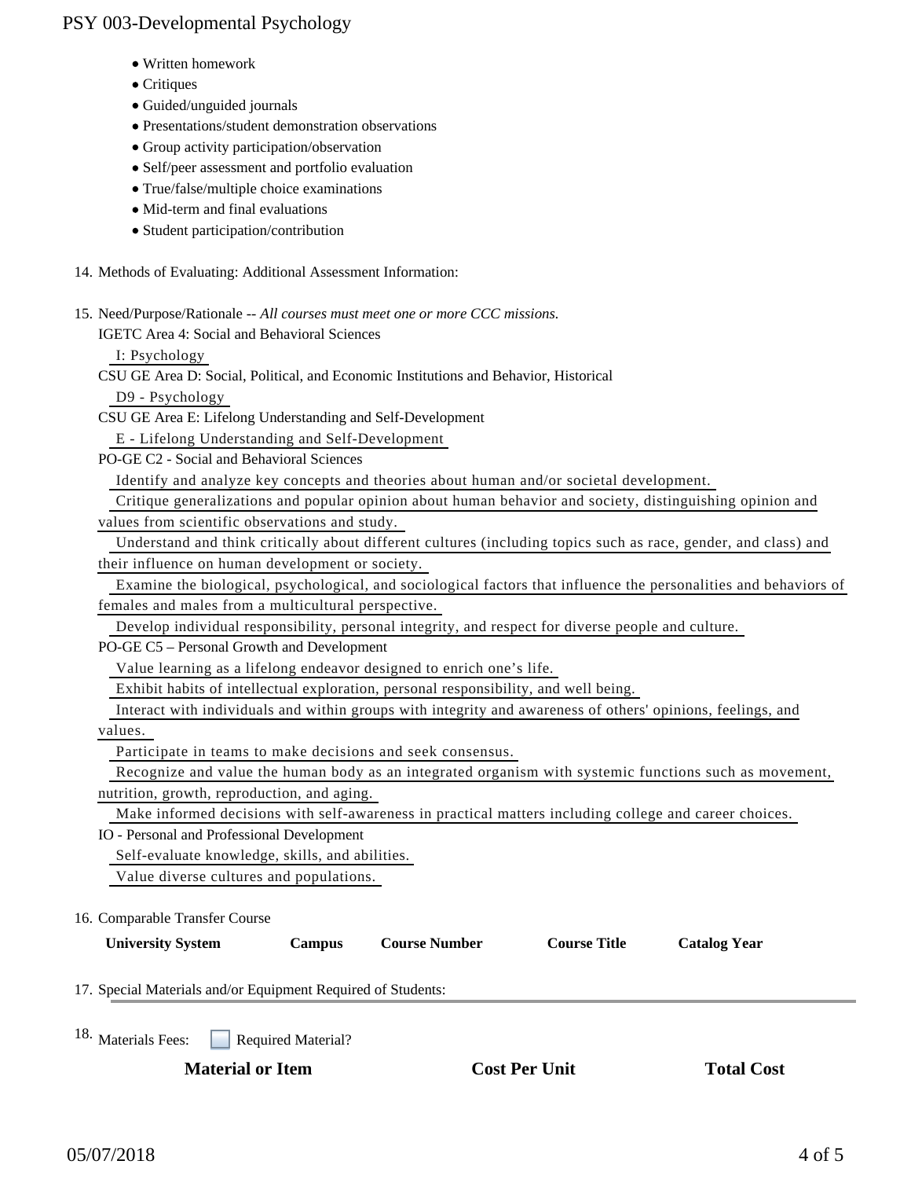- Written homework
- Critiques
- Guided/unguided journals
- Presentations/student demonstration observations
- Group activity participation/observation
- Self/peer assessment and portfolio evaluation
- True/false/multiple choice examinations
- Mid-term and final evaluations
- Student participation/contribution

14. Methods of Evaluating: Additional Assessment Information:

15. Need/Purpose/Rationale -- *All courses must meet one or more CCC missions.*

IGETC Area 4: Social and Behavioral Sciences
- I: Psychology

CSU GE Area D: Social, Political, and Economic Institutions and Behavior, Historical
- D9 - Psychology

CSU GE Area E: Lifelong Understanding and Self-Development
- E - Lifelong Understanding and Self-Development

PO-GE C2 - Social and Behavioral Sciences
- Identify and analyze key concepts and theories about human and/or societal development.
- Critique generalizations and popular opinion about human behavior and society, distinguishing opinion and values from scientific observations and study.
- Understand and think critically about different cultures (including topics such as race, gender, and class) and their influence on human development or society.
- Examine the biological, psychological, and sociological factors that influence the personalities and behaviors of females and males from a multicultural perspective.
- Develop individual responsibility, personal integrity, and respect for diverse people and culture.

PO-GE C5 – Personal Growth and Development
- Value learning as a lifelong endeavor designed to enrich one’s life.
- Exhibit habits of intellectual exploration, personal responsibility, and well being.
- Interact with individuals and within groups with integrity and awareness of others' opinions, feelings, and values.
- Participate in teams to make decisions and seek consensus.
- Recognize and value the human body as an integrated organism with systemic functions such as movement, nutrition, growth, reproduction, and aging.
- Make informed decisions with self-awareness in practical matters including college and career choices.

IO - Personal and Professional Development
- Self-evaluate knowledge, skills, and abilities.
- Value diverse cultures and populations.

16. Comparable Transfer Course

| University System | Campus | Course Number | Course Title | Catalog Year |
|---|---|---|---|---|

17. Special Materials and/or Equipment Required of Students:

18. Materials Fees: ☐ Required Material?

| Material or Item | Cost Per Unit | Total Cost |
|---|---|---|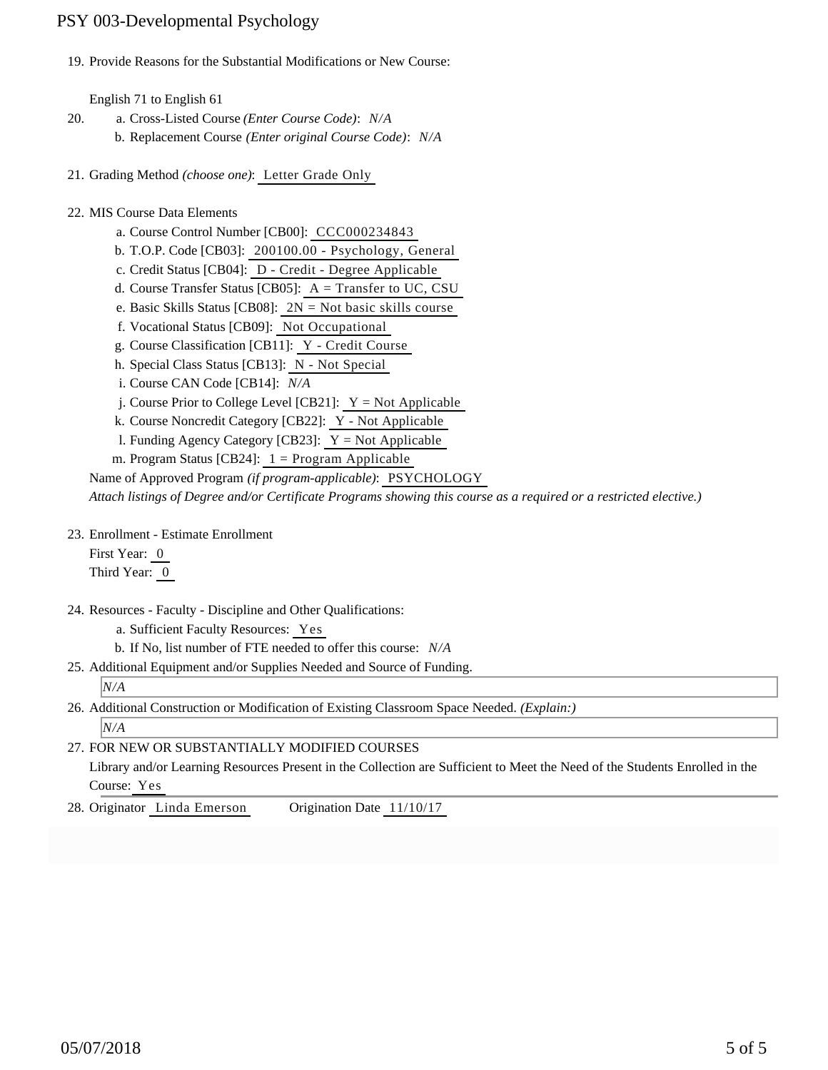19. Provide Reasons for the Substantial Modifications or New Course:

    English 71 to English 61

20. a. Cross-Listed Course *(Enter Course Code)*: *N/A*
    b. Replacement Course *(Enter original Course Code)*: *N/A*

21. Grading Method *(choose one)*: Letter Grade Only

22. MIS Course Data Elements
    a. Course Control Number [CB00]: CCC000234843
    b. T.O.P. Code [CB03]: 200100.00 - Psychology, General
    c. Credit Status [CB04]: D - Credit - Degree Applicable
    d. Course Transfer Status [CB05]: A = Transfer to UC, CSU
    e. Basic Skills Status [CB08]: 2N = Not basic skills course
    f. Vocational Status [CB09]: Not Occupational
    g. Course Classification [CB11]: Y - Credit Course
    h. Special Class Status [CB13]: N - Not Special
    i. Course CAN Code [CB14]: *N/A*
    j. Course Prior to College Level [CB21]: Y = Not Applicable
    k. Course Noncredit Category [CB22]: Y - Not Applicable
    l. Funding Agency Category [CB23]: Y = Not Applicable
    m. Program Status [CB24]: 1 = Program Applicable

    Name of Approved Program *(if program-applicable)*: PSYCHOLOGY

    *Attach listings of Degree and/or Certificate Programs showing this course as a required or a restricted elective.)*

23. Enrollment - Estimate Enrollment
    First Year: 0
    Third Year: 0

24. Resources - Faculty - Discipline and Other Qualifications:
    a. Sufficient Faculty Resources: Yes
    b. If No, list number of FTE needed to offer this course: *N/A*

25. Additional Equipment and/or Supplies Needed and Source of Funding.

    *N/A*

26. Additional Construction or Modification of Existing Classroom Space Needed. *(Explain:)*

    *N/A*

27. FOR NEW OR SUBSTANTIALLY MODIFIED COURSES
    Library and/or Learning Resources Present in the Collection are Sufficient to Meet the Need of the Students Enrolled in the Course: Yes

28. Originator Linda Emerson Origination Date 11/10/17